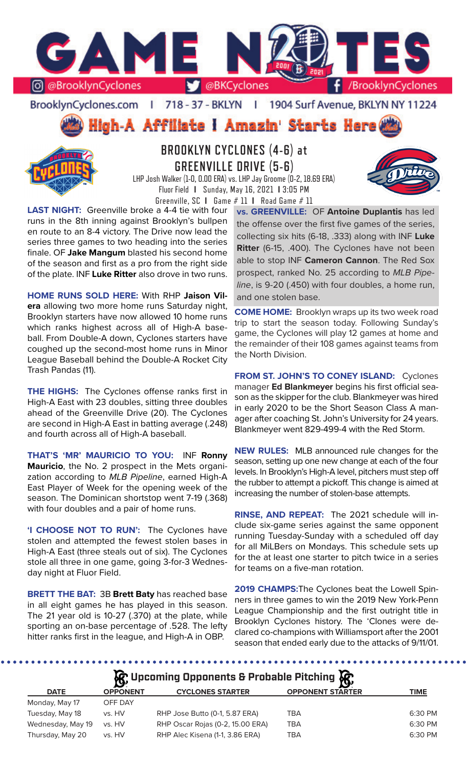# GAME NOTES

@BrooklynCyclones | @BKCyclones | /BrooklynCyclones

BrooklynCyclones.com | 718 - 37 - BKLYN | 1904 Surf Avenue, BKLYN NY 11224

## High-A Affiliate I Amazin' Starts Here

## BROOKLYN CYCLONES (4-6) at GREENVILLE DRIVE (5-6)

LHP Josh Walker (1-0, 0.00 ERA) vs. LHP Jay Groome (0-2, 18.69 ERA)
Fluor Field I Sunday, May 16, 2021 I 3:05 PM
Greenville, SC I Game # 11 I Road Game # 11

**LAST NIGHT:** Greenville broke a 4-4 tie with four runs in the 8th inning against Brooklyn's bullpen en route to an 8-4 victory. The Drive now lead the series three games to two heading into the series finale. OF **Jake Mangum** blasted his second home of the season and first as a pro from the right side of the plate. INF **Luke Ritter** also drove in two runs.

**HOME RUNS SOLD HERE:** With RHP **Jaison Vilera** allowing two more home runs Saturday night, Brooklyn starters have now allowed 10 home runs which ranks highest across all of High-A baseball. From Double-A down, Cyclones starters have coughed up the second-most home runs in Minor League Baseball behind the Double-A Rocket City Trash Pandas (11).

**THE HIGHS:** The Cyclones offense ranks first in High-A East with 23 doubles, sitting three doubles ahead of the Greenville Drive (20). The Cyclones are second in High-A East in batting average (.248) and fourth across all of High-A baseball.

**THAT'S 'MR' MAURICIO TO YOU:** INF **Ronny Mauricio**, the No. 2 prospect in the Mets organization according to *MLB Pipeline*, earned High-A East Player of Week for the opening week of the season. The Dominican shortstop went 7-19 (.368) with four doubles and a pair of home runs.

**'I CHOOSE NOT TO RUN':** The Cyclones have stolen and attempted the fewest stolen bases in High-A East (three steals out of six). The Cyclones stole all three in one game, going 3-for-3 Wednesday night at Fluor Field.

**BRETT THE BAT:** 3B **Brett Baty** has reached base in all eight games he has played in this season. The 21 year old is 10-27 (.370) at the plate, while sporting an on-base percentage of .528. The lefty hitter ranks first in the league, and High-A in OBP.

**vs. GREENVILLE:** OF **Antoine Duplantis** has led the offense over the first five games of the series, collecting six hits (6-18, .333) along with INF **Luke Ritter** (6-15, .400). The Cyclones have not been able to stop INF **Cameron Cannon**. The Red Sox prospect, ranked No. 25 according to *MLB Pipeline*, is 9-20 (.450) with four doubles, a home run, and one stolen base.

**COME HOME:** Brooklyn wraps up its two week road trip to start the season today. Following Sunday's game, the Cyclones will play 12 games at home and the remainder of their 108 games against teams from the North Division.

**FROM ST. JOHN'S TO CONEY ISLAND:** Cyclones manager **Ed Blankmeyer** begins his first official season as the skipper for the club. Blankmeyer was hired in early 2020 to be the Short Season Class A manager after coaching St. John's University for 24 years. Blankmeyer went 829-499-4 with the Red Storm.

**NEW RULES:** MLB announced rule changes for the season, setting up one new change at each of the four levels. In Brooklyn's High-A level, pitchers must step off the rubber to attempt a pickoff. This change is aimed at increasing the number of stolen-base attempts.

**RINSE, AND REPEAT:** The 2021 schedule will include six-game series against the same opponent running Tuesday-Sunday with a scheduled off day for all MiLBers on Mondays. This schedule sets up for the at least one starter to pitch twice in a series for teams on a five-man rotation.

**2019 CHAMPS:** The Cyclones beat the Lowell Spinners in three games to win the 2019 New York-Penn League Championship and the first outright title in Brooklyn Cyclones history. The 'Clones were declared co-champions with Williamsport after the 2001 season that ended early due to the attacks of 9/11/01.

## Upcoming Opponents & Probable Pitching

| DATE | OPPONENT | CYCLONES STARTER | OPPONENT STARTER | TIME |
|---|---|---|---|---|
| Monday, May 17 | OFF DAY | | | |
| Tuesday, May 18 | vs. HV | RHP Jose Butto (0-1, 5.87 ERA) | TBA | 6:30 PM |
| Wednesday, May 19 | vs. HV | RHP Oscar Rojas (0-2, 15.00 ERA) | TBA | 6:30 PM |
| Thursday, May 20 | vs. HV | RHP Alec Kisena (1-1, 3.86 ERA) | TBA | 6:30 PM |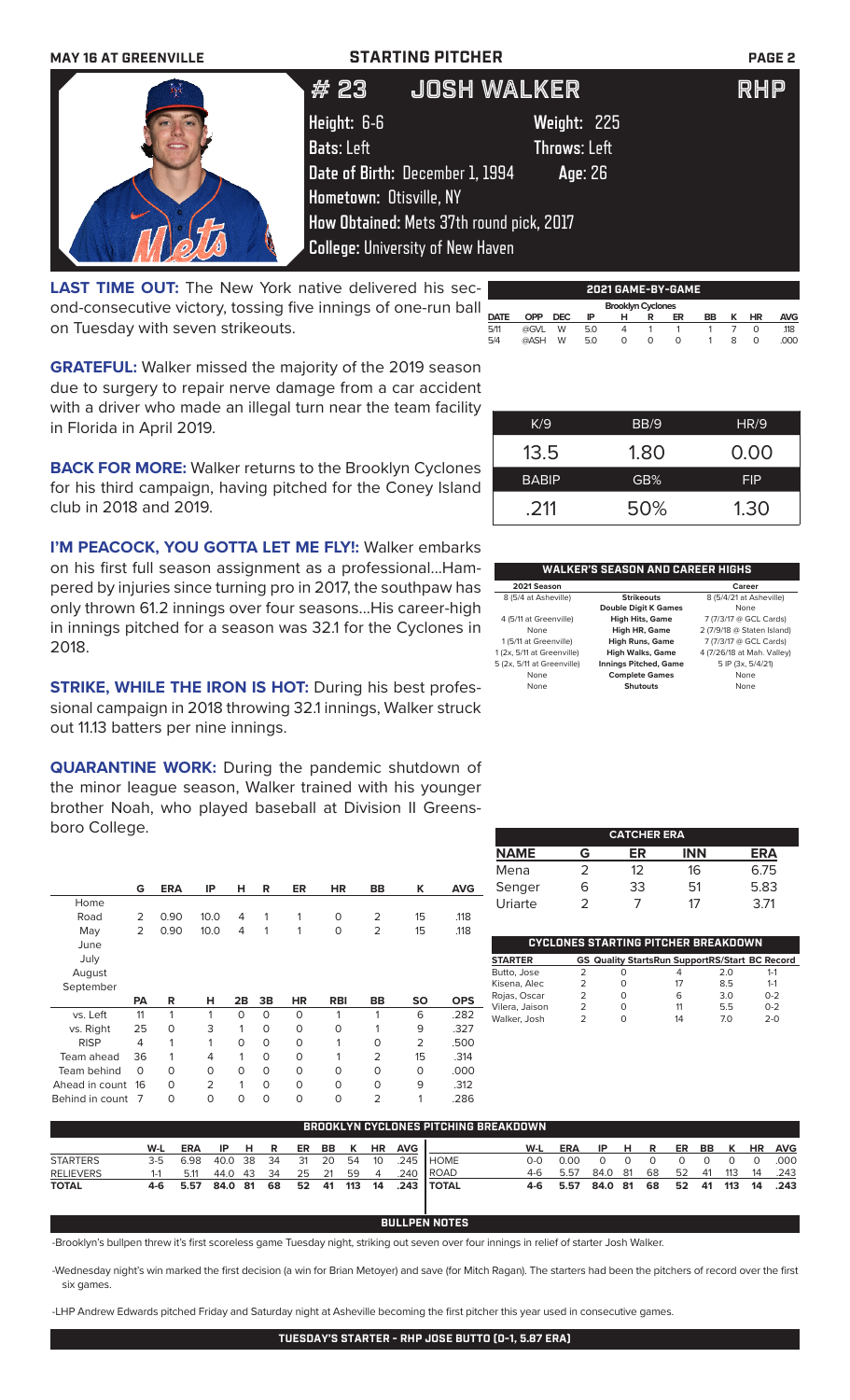## STARTING PITCHER

# #23 JOSH WALKER — RHP

**Height:** 6-6 **Weight:** 225
**Bats:** Left **Throws:** Left
**Date of Birth:** December 1, 1994 **Age:** 26
**Hometown:** Otisville, NY
**How Obtained:** Mets 37th round pick, 2017
**College:** University of New Haven

**LAST TIME OUT:** The New York native delivered his second-consecutive victory, tossing five innings of one-run ball on Tuesday with seven strikeouts.

**GRATEFUL:** Walker missed the majority of the 2019 season due to surgery to repair nerve damage from a car accident with a driver who made an illegal turn near the team facility in Florida in April 2019.

**BACK FOR MORE:** Walker returns to the Brooklyn Cyclones for his third campaign, having pitched for the Coney Island club in 2018 and 2019.

**I'M PEACOCK, YOU GOTTA LET ME FLY!:** Walker embarks on his first full season assignment as a professional...Hampered by injuries since turning pro in 2017, the southpaw has only thrown 61.2 innings over four seasons...His career-high in innings pitched for a season was 32.1 for the Cyclones in 2018.

**STRIKE, WHILE THE IRON IS HOT:** During his best professional campaign in 2018 throwing 32.1 innings, Walker struck out 11.13 batters per nine innings.

**QUARANTINE WORK:** During the pandemic shutdown of the minor league season, Walker trained with his younger brother Noah, who played baseball at Division II Greensboro College.

### 2021 GAME-BY-GAME

Brooklyn Cyclones

| DATE | OPP | DEC | IP | H | R | ER | BB | K | HR | AVG |
|---|---|---|---|---|---|---|---|---|---|---|
| 5/11 | @GVL | W | 5.0 | 4 | 1 | 1 | 1 | 7 | 0 | .118 |
| 5/4 | @ASH | W | 5.0 | 0 | 0 | 0 | 1 | 8 | 0 | .000 |

| K/9 | BB/9 | HR/9 |
|---|---|---|
| 13.5 | 1.80 | 0.00 |
| **BABIP** | **GB%** | **FIP** |
| .211 | 50% | 1.30 |

### WALKER'S SEASON AND CAREER HIGHS

| 2021 Season | | Career |
|---|---|---|
| 8 (5/4 at Asheville) | Strikeouts | 8 (5/4/21 at Asheville) |
| | Double Digit K Games | None |
| 4 (5/11 at Greenville) | High Hits, Game | 7 (7/3/17 @ GCL Cards) |
| None | High HR, Game | 2 (7/9/18 @ Staten Island) |
| 1 (5/11 at Greenville) | High Runs, Game | 7 (7/3/17 @ GCL Cards) |
| 1 (2x, 5/11 at Greenville) | High Walks, Game | 4 (7/26/18 at Mah. Valley) |
| 5 (2x, 5/11 at Greenville) | Innings Pitched, Game | 5 IP (3x, 5/4/21) |
| None | Complete Games | None |
| None | Shutouts | None |

| | G | ERA | IP | H | R | ER | HR | BB | K | AVG |
|---|---|---|---|---|---|---|---|---|---|---|
| Home | | | | | | | | | | |
| Road | 2 | 0.90 | 10.0 | 4 | 1 | 1 | 0 | 2 | 15 | .118 |
| May | 2 | 0.90 | 10.0 | 4 | 1 | 1 | 0 | 2 | 15 | .118 |
| June | | | | | | | | | | |
| July | | | | | | | | | | |
| August | | | | | | | | | | |
| September | | | | | | | | | | |

| | PA | R | H | 2B | 3B | HR | RBI | BB | SO | OPS |
|---|---|---|---|---|---|---|---|---|---|---|
| vs. Left | 11 | 1 | 1 | 0 | 0 | 0 | 1 | 1 | 6 | .282 |
| vs. Right | 25 | 0 | 3 | 1 | 0 | 0 | 0 | 1 | 9 | .327 |
| RISP | 4 | 1 | 1 | 0 | 0 | 0 | 1 | 0 | 2 | .500 |
| Team ahead | 36 | 1 | 4 | 1 | 0 | 0 | 1 | 2 | 15 | .314 |
| Team behind | 0 | 0 | 0 | 0 | 0 | 0 | 0 | 0 | 0 | .000 |
| Ahead in count | 16 | 0 | 2 | 1 | 0 | 0 | 0 | 0 | 9 | .312 |
| Behind in count | 7 | 0 | 0 | 0 | 0 | 0 | 0 | 2 | 1 | .286 |

### CATCHER ERA

| NAME | G | ER | INN | ERA |
|---|---|---|---|---|
| Mena | 2 | 12 | 16 | 6.75 |
| Senger | 6 | 33 | 51 | 5.83 |
| Uriarte | 2 | 7 | 17 | 3.71 |

### CYCLONES STARTING PITCHER BREAKDOWN

| STARTER | GS | Quality Starts | Run Support | RS/Start | BC Record |
|---|---|---|---|---|---|
| Butto, Jose | 2 | 0 | 4 | 2.0 | 1-1 |
| Kisena, Alec | 2 | 0 | 17 | 8.5 | 1-1 |
| Rojas, Oscar | 2 | 0 | 6 | 3.0 | 0-2 |
| Vilera, Jaison | 2 | 0 | 11 | 5.5 | 0-2 |
| Walker, Josh | 2 | 0 | 14 | 7.0 | 2-0 |

### BROOKLYN CYCLONES PITCHING BREAKDOWN

| | W-L | ERA | IP | H | R | ER | BB | K | HR | AVG |
|---|---|---|---|---|---|---|---|---|---|---|
| STARTERS | 3-5 | 6.98 | 40.0 | 38 | 34 | 31 | 20 | 54 | 10 | .245 |
| RELIEVERS | 1-1 | 5.11 | 44.0 | 43 | 34 | 25 | 21 | 59 | 4 | .240 |
| **TOTAL** | **4-6** | **5.57** | **84.0** | **81** | **68** | **52** | **41** | **113** | **14** | **.243** |

| | W-L | ERA | IP | H | R | ER | BB | K | HR | AVG |
|---|---|---|---|---|---|---|---|---|---|---|
| HOME | 0-0 | 0.00 | 0 | 0 | 0 | 0 | 0 | 0 | 0 | .000 |
| ROAD | 4-6 | 5.57 | 84.0 | 81 | 68 | 52 | 41 | 113 | 14 | .243 |
| **TOTAL** | **4-6** | **5.57** | **84.0** | **81** | **68** | **52** | **41** | **113** | **14** | **.243** |

### BULLPEN NOTES

-Brooklyn's bullpen threw it's first scoreless game Tuesday night, striking out seven over four innings in relief of starter Josh Walker.

-Wednesday night's win marked the first decision (a win for Brian Metoyer) and save (for Mitch Ragan). The starters had been the pitchers of record over the first six games.

-LHP Andrew Edwards pitched Friday and Saturday night at Asheville becoming the first pitcher this year used in consecutive games.

**TUESDAY'S STARTER - RHP JOSE BUTTO (0-1, 5.87 ERA)**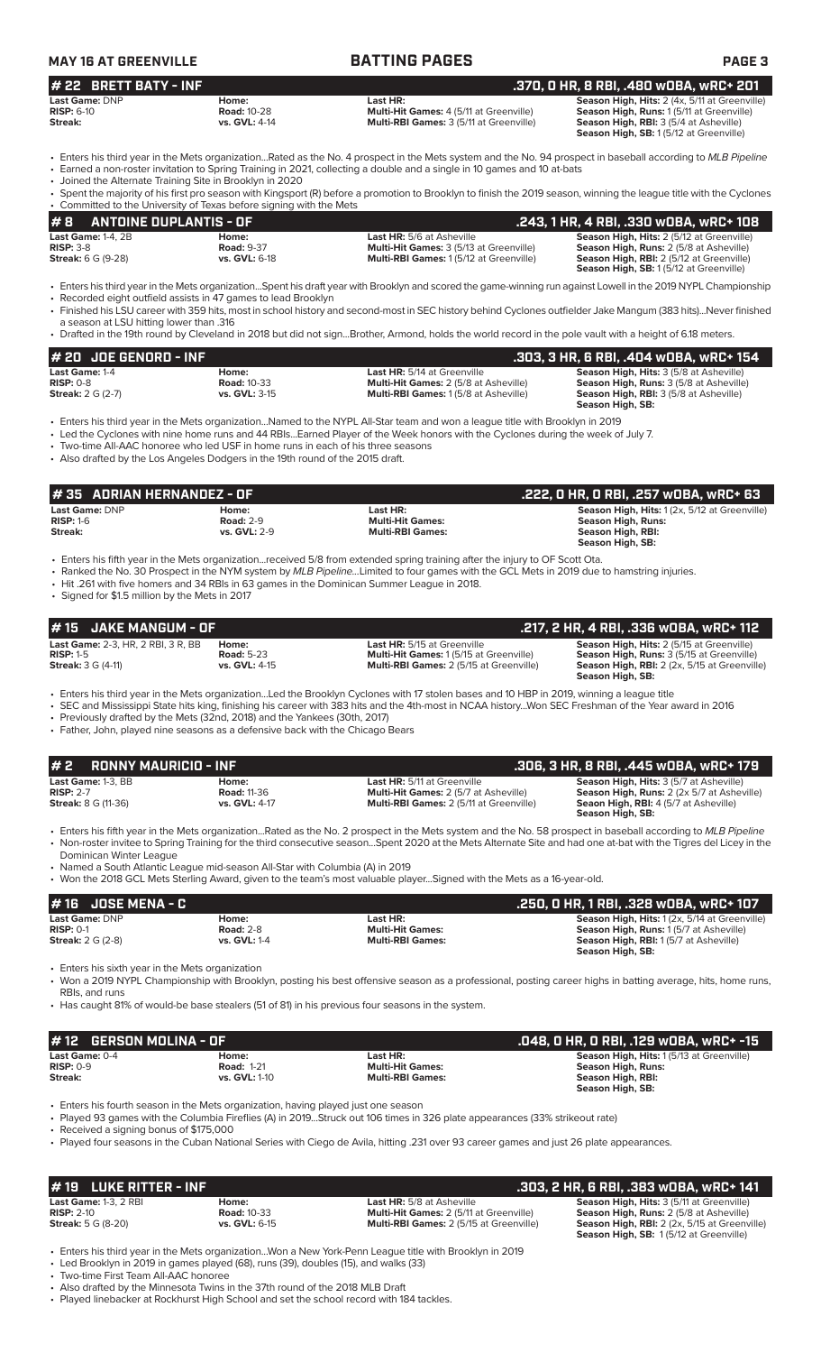## # 22 BRETT BATY - INF

**.370, 0 HR, 8 RBI, .480 wOBA, wRC+ 201**

| | | | |
|---|---|---|---|
| **Last Game:** DNP | **Home:** | **Last HR:** | **Season High, Hits:** 2 (4x, 5/11 at Greenville) |
| **RISP:** 6-10 | **Road:** 10-28 | **Multi-Hit Games:** 4 (5/11 at Greenville) | **Season High, Runs:** 1 (5/11 at Greenville) |
| **Streak:** | **vs. GVL:** 4-14 | **Multi-RBI Games:** 3 (5/11 at Greenville) | **Season High, RBI:** 3 (5/4 at Asheville) |
| | | | **Season High, SB:** 1 (5/12 at Greenville) |

- Enters his third year in the Mets organization...Rated as the No. 4 prospect in the Mets system and the No. 94 prospect in baseball according to *MLB Pipeline*
- Earned a non-roster invitation to Spring Training in 2021, collecting a double and a single in 10 games and 10 at-bats
- Joined the Alternate Training Site in Brooklyn in 2020
- Spent the majority of his first pro season with Kingsport (R) before a promotion to Brooklyn to finish the 2019 season, winning the league title with the Cyclones
- Committed to the University of Texas before signing with the Mets

## # 8 ANTOINE DUPLANTIS - OF

**.243, 1 HR, 4 RBI, .330 wOBA, wRC+ 108**

| | | | |
|---|---|---|---|
| **Last Game:** 1-4, 2B | **Home:** | **Last HR:** 5/6 at Asheville | **Season High, Hits:** 2 (5/12 at Greenville) |
| **RISP:** 3-8 | **Road:** 9-37 | **Multi-Hit Games:** 3 (5/13 at Greenville) | **Season High, Runs:** 2 (5/8 at Asheville) |
| **Streak:** 6 G (9-28) | **vs. GVL:** 6-18 | **Multi-RBI Games:** 1 (5/12 at Greenville) | **Season High, RBI:** 2 (5/12 at Greenville) |
| | | | **Season High, SB:** 1 (5/12 at Greenville) |

- Enters his third year in the Mets organization...Spent his draft year with Brooklyn and scored the game-winning run against Lowell in the 2019 NYPL Championship
- Recorded eight outfield assists in 47 games to lead Brooklyn
- Finished his LSU career with 359 hits, most in school history and second-most in SEC history behind Cyclones outfielder Jake Mangum (383 hits)...Never finished a season at LSU hitting lower than .316
- Drafted in the 19th round by Cleveland in 2018 but did not sign...Brother, Armond, holds the world record in the pole vault with a height of 6.18 meters.

## # 20 JOE GENORD - INF

**.303, 3 HR, 6 RBI, .404 wOBA, wRC+ 154**

| | | | |
|---|---|---|---|
| **Last Game:** 1-4 | **Home:** | **Last HR:** 5/14 at Greenville | **Season High, Hits:** 3 (5/8 at Asheville) |
| **RISP:** 0-8 | **Road:** 10-33 | **Multi-Hit Games:** 2 (5/8 at Asheville) | **Season High, Runs:** 3 (5/8 at Asheville) |
| **Streak:** 2 G (2-7) | **vs. GVL:** 3-15 | **Multi-RBI Games:** 1 (5/8 at Asheville) | **Season High, RBI:** 3 (5/8 at Asheville) |
| | | | **Season High, SB:** |

- Enters his third year in the Mets organization...Named to the NYPL All-Star team and won a league title with Brooklyn in 2019
- Led the Cyclones with nine home runs and 44 RBIs...Earned Player of the Week honors with the Cyclones during the week of July 7.
- Two-time All-AAC honoree who led USF in home runs in each of his three seasons
- Also drafted by the Los Angeles Dodgers in the 19th round of the 2015 draft.

## # 35 ADRIAN HERNANDEZ - OF

**.222, 0 HR, 0 RBI, .257 wOBA, wRC+ 63**

| | | | |
|---|---|---|---|
| **Last Game:** DNP | **Home:** | **Last HR:** | **Season High, Hits:** 1 (2x, 5/12 at Greenville) |
| **RISP:** 1-6 | **Road:** 2-9 | **Multi-Hit Games:** | **Season High, Runs:** |
| **Streak:** | **vs. GVL:** 2-9 | **Multi-RBI Games:** | **Season High, RBI:** |
| | | | **Season High, SB:** |

- Enters his fifth year in the Mets organization...received 5/8 from extended spring training after the injury to OF Scott Ota.
- Ranked the No. 30 Prospect in the NYM system by *MLB Pipeline*...Limited to four games with the GCL Mets in 2019 due to hamstring injuries.
- Hit .261 with five homers and 34 RBIs in 63 games in the Dominican Summer League in 2018.
- Signed for $1.5 million by the Mets in 2017

## # 15 JAKE MANGUM - OF

**.217, 2 HR, 4 RBI, .336 wOBA, wRC+ 112**

| | | | |
|---|---|---|---|
| **Last Game:** 2-3, HR, 2 RBI, 3 R, BB | **Home:** | **Last HR:** 5/15 at Greenville | **Season High, Hits:** 2 (5/15 at Greenville) |
| **RISP:** 1-5 | **Road:** 5-23 | **Multi-Hit Games:** 1 (5/15 at Greenville) | **Season High, Runs:** 3 (5/15 at Greenville) |
| **Streak:** 3 G (4-11) | **vs. GVL:** 4-15 | **Multi-RBI Games:** 2 (5/15 at Greenville) | **Season High, RBI:** 2 (2x, 5/15 at Greenville) |
| | | | **Season High, SB:** |

- Enters his third year in the Mets organization...Led the Brooklyn Cyclones with 17 stolen bases and 10 HBP in 2019, winning a league title
- SEC and Mississippi State hits king, finishing his career with 383 hits and the 4th-most in NCAA history...Won SEC Freshman of the Year award in 2016
- Previously drafted by the Mets (32nd, 2018) and the Yankees (30th, 2017)
- Father, John, played nine seasons as a defensive back with the Chicago Bears

## # 2 RONNY MAURICIO - INF

**.306, 3 HR, 8 RBI, .445 wOBA, wRC+ 179**

| | | | |
|---|---|---|---|
| **Last Game:** 1-3, BB | **Home:** | **Last HR:** 5/11 at Greenville | **Season High, Hits:** 3 (5/7 at Asheville) |
| **RISP:** 2-7 | **Road:** 11-36 | **Multi-Hit Games:** 2 (5/7 at Asheville) | **Season High, Runs:** 2 (2x 5/7 at Asheville) |
| **Streak:** 8 G (11-36) | **vs. GVL:** 4-17 | **Multi-RBI Games:** 2 (5/11 at Greenville) | **Seaon High, RBI:** 4 (5/7 at Asheville) |
| | | | **Season High, SB:** |

- Enters his fifth year in the Mets organization...Rated as the No. 2 prospect in the Mets system and the No. 58 prospect in baseball according to *MLB Pipeline*
- Non-roster invitee to Spring Training for the third consecutive season...Spent 2020 at the Mets Alternate Site and had one at-bat with the Tigres del Licey in the Dominican Winter League
- Named a South Atlantic League mid-season All-Star with Columbia (A) in 2019
- Won the 2018 GCL Mets Sterling Award, given to the team's most valuable player...Signed with the Mets as a 16-year-old.

## # 16 JOSE MENA - C

**.250, 0 HR, 1 RBI, .328 wOBA, wRC+ 107**

| | | | |
|---|---|---|---|
| **Last Game:** DNP | **Home:** | **Last HR:** | **Season High, Hits:** 1 (2x, 5/14 at Greenville) |
| **RISP:** 0-1 | **Road:** 2-8 | **Multi-Hit Games:** | **Season High, Runs:** 1 (5/7 at Asheville) |
| **Streak:** 2 G (2-8) | **vs. GVL:** 1-4 | **Multi-RBI Games:** | **Season High, RBI:** 1 (5/7 at Asheville) |
| | | | **Season High, SB:** |

- Enters his sixth year in the Mets organization
- Won a 2019 NYPL Championship with Brooklyn, posting his best offensive season as a professional, posting career highs in batting average, hits, home runs, RBIs, and runs
- Has caught 81% of would-be base stealers (51 of 81) in his previous four seasons in the system.

## # 12 GERSON MOLINA - OF

**.048, 0 HR, 0 RBI, .129 wOBA, wRC+ -15**

| | | | |
|---|---|---|---|
| **Last Game:** 0-4 | **Home:** | **Last HR:** | **Season High, Hits:** 1 (5/13 at Greenville) |
| **RISP:** 0-9 | **Road:** 1-21 | **Multi-Hit Games:** | **Season High, Runs:** |
| **Streak:** | **vs. GVL:** 1-10 | **Multi-RBI Games:** | **Season High, RBI:** |
| | | | **Season High, SB:** |

- Enters his fourth season in the Mets organization, having played just one season
- Played 93 games with the Columbia Fireflies (A) in 2019...Struck out 106 times in 326 plate appearances (33% strikeout rate)
- Received a signing bonus of $175,000
- Played four seasons in the Cuban National Series with Ciego de Avila, hitting .231 over 93 career games and just 26 plate appearances.

## # 19 LUKE RITTER - INF

**.303, 2 HR, 6 RBI, .383 wOBA, wRC+ 141**

| | | | |
|---|---|---|---|
| **Last Game:** 1-3, 2 RBI | **Home:** | **Last HR:** 5/8 at Asheville | **Season High, Hits:** 3 (5/11 at Greenville) |
| **RISP:** 2-10 | **Road:** 10-33 | **Multi-Hit Games:** 2 (5/11 at Greenville) | **Season High, Runs:** 2 (5/8 at Asheville) |
| **Streak:** 5 G (8-20) | **vs. GVL:** 6-15 | **Multi-RBI Games:** 2 (5/15 at Greenville) | **Season High, RBI:** 2 (2x, 5/15 at Greenville) |
| | | | **Season High, SB:** 1 (5/12 at Greenville) |

- Enters his third year in the Mets organization...Won a New York-Penn League title with Brooklyn in 2019
- Led Brooklyn in 2019 in games played (68), runs (39), doubles (15), and walks (33)
- Two-time First Team All-AAC honoree
- Also drafted by the Minnesota Twins in the 37th round of the 2018 MLB Draft
- Played linebacker at Rockhurst High School and set the school record with 184 tackles.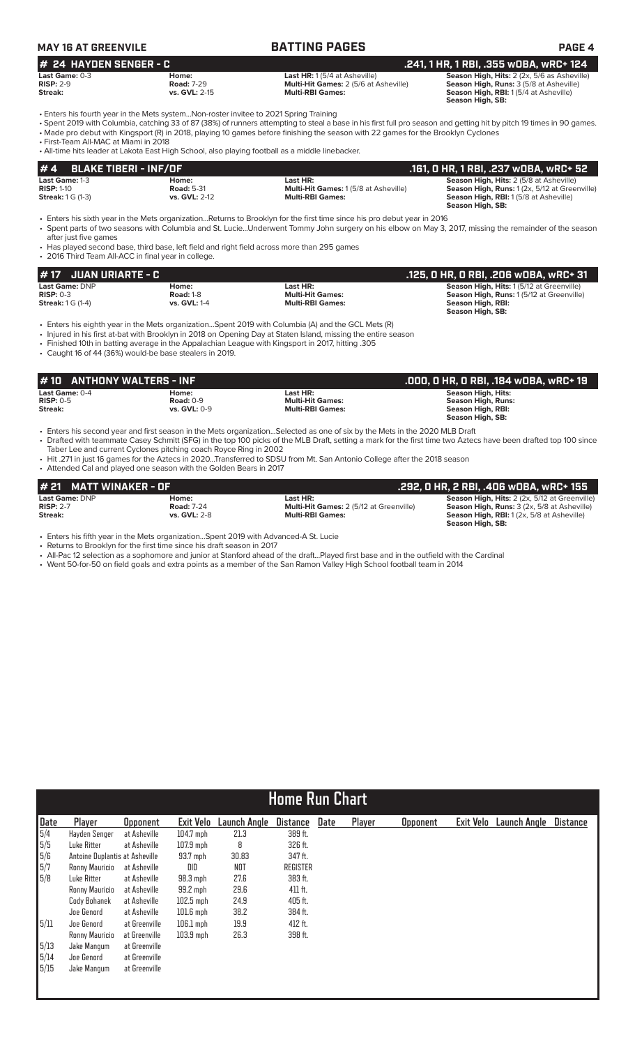**MAY 16 AT GREENVILLE** | **BATTING PAGES**

## # 24 HAYDEN SENGER - C
**.241, 1 HR, 1 RBI, .355 wOBA, wRC+ 124**

**Last Game:** 0-3
**RISP:** 2-9
**Streak:**

**Home:**
**Road:** 7-29
**vs. GVL:** 2-15

**Last HR:** 1 (5/4 at Asheville)
**Multi-Hit Games:** 2 (5/6 at Asheville)
**Multi-RBI Games:**

**Season High, Hits:** 2 (2x, 5/6 as Asheville)
**Season High, Runs:** 3 (5/8 at Asheville)
**Season High, RBI:** 1 (5/4 at Asheville)
**Season High, SB:**

- Enters his fourth year in the Mets system...Non-roster invitee to 2021 Spring Training
- Spent 2019 with Columbia, catching 33 of 87 (38%) of runners attempting to steal a base in his first full pro season and getting hit by pitch 19 times in 90 games.
- Made pro debut with Kingsport (R) in 2018, playing 10 games before finishing the season with 22 games for the Brooklyn Cyclones
- First-Team All-MAC at Miami in 2018
- All-time hits leader at Lakota East High School, also playing football as a middle linebacker.

## # 4 BLAKE TIBERI - INF/OF
**.161, 0 HR, 1 RBI, .237 wOBA, wRC+ 52**

**Last Game:** 1-3
**RISP:** 1-10
**Streak:** 1 G (1-3)

**Home:**
**Road:** 5-31
**vs. GVL:** 2-12

**Last HR:**
**Multi-Hit Games:** 1 (5/8 at Asheville)
**Multi-RBI Games:**

**Season High, Hits:** 2 (5/8 at Asheville)
**Season High, Runs:** 1 (2x, 5/12 at Greenville)
**Season High, RBI:** 1 (5/8 at Asheville)
**Season High, SB:**

- Enters his sixth year in the Mets organization...Returns to Brooklyn for the first time since his pro debut year in 2016
- Spent parts of two seasons with Columbia and St. Lucie...Underwent Tommy John surgery on his elbow on May 3, 2017, missing the remainder of the season after just five games
- Has played second base, third base, left field and right field across more than 295 games
- 2016 Third Team All-ACC in final year in college.

## # 17 JUAN URIARTE - C
**.125, 0 HR, 0 RBI, .206 wOBA, wRC+ 31**

**Last Game:** DNP
**RISP:** 0-3
**Streak:** 1 G (1-4)

**Home:**
**Road:** 1-8
**vs. GVL:** 1-4

**Last HR:**
**Multi-Hit Games:**
**Multi-RBI Games:**

**Season High, Hits:** 1 (5/12 at Greenville)
**Season High, Runs:** 1 (5/12 at Greenville)
**Season High, RBI:**
**Season High, SB:**

- Enters his eighth year in the Mets organization...Spent 2019 with Columbia (A) and the GCL Mets (R)
- Injured in his first at-bat with Brooklyn in 2018 on Opening Day at Staten Island, missing the entire season
- Finished 10th in batting average in the Appalachian League with Kingsport in 2017, hitting .305
- Caught 16 of 44 (36%) would-be base stealers in 2019.

## # 10 ANTHONY WALTERS - INF
**.000, 0 HR, 0 RBI, .184 wOBA, wRC+ 19**

**Last Game:** 0-4
**RISP:** 0-5
**Streak:**

**Home:**
**Road:** 0-9
**vs. GVL:** 0-9

**Last HR:**
**Multi-Hit Games:**
**Multi-RBI Games:**

**Season High, Hits:**
**Season High, Runs:**
**Season High, RBI:**
**Season High, SB:**

- Enters his second year and first season in the Mets organization...Selected as one of six by the Mets in the 2020 MLB Draft
- Drafted with teammate Casey Schmitt (SFG) in the top 100 picks of the MLB Draft, setting a mark for the first time two Aztecs have been drafted top 100 since Taber Lee and current Cyclones pitching coach Royce Ring in 2002
- Hit .271 in just 16 games for the Aztecs in 2020...Transferred to SDSU from Mt. San Antonio College after the 2018 season
- Attended Cal and played one season with the Golden Bears in 2017

## # 21 MATT WINAKER - OF
**.292, 0 HR, 2 RBI, .406 wOBA, wRC+ 155**

**Last Game:** DNP
**RISP:** 2-7
**Streak:**

**Home:**
**Road:** 7-24
**vs. GVL:** 2-8

**Last HR:**
**Multi-Hit Games:** 2 (5/12 at Greenville)
**Multi-RBI Games:**

**Season High, Hits:** 2 (2x, 5/12 at Greenville)
**Season High, Runs:** 3 (2x, 5/8 at Asheville)
**Season High, RBI:** 1 (2x, 5/8 at Asheville)
**Season High, SB:**

- Enters his fifth year in the Mets organization...Spent 2019 with Advanced-A St. Lucie
- Returns to Brooklyn for the first time since his draft season in 2017
- All-Pac 12 selection as a sophomore and junior at Stanford ahead of the draft...Played first base and in the outfield with the Cardinal
- Went 50-for-50 on field goals and extra points as a member of the San Ramon Valley High School football team in 2014

## Home Run Chart

| Date | Player | Opponent | Exit Velo | Launch Angle | Distance | Date | Player | Opponent | Exit Velo | Launch Angle | Distance |
|---|---|---|---|---|---|---|---|---|---|---|---|
| 5/4 | Hayden Senger | at Asheville | 104.7 mph | 21.3 | 389 ft. | | | | | | |
| 5/5 | Luke Ritter | at Asheville | 107.9 mph | 8 | 326 ft. | | | | | | |
| 5/6 | Antoine Duplantis | at Asheville | 93.7 mph | 30.83 | 347 ft. | | | | | | |
| 5/7 | Ronny Mauricio | at Asheville | DID | NOT | REGISTER | | | | | | |
| 5/8 | Luke Ritter | at Asheville | 98.3 mph | 27.6 | 383 ft. | | | | | | |
| | Ronny Mauricio | at Asheville | 99.2 mph | 29.6 | 411 ft. | | | | | | |
| | Cody Bohanek | at Asheville | 102.5 mph | 24.9 | 405 ft. | | | | | | |
| | Joe Genord | at Asheville | 101.6 mph | 38.2 | 384 ft. | | | | | | |
| 5/11 | Joe Genord | at Greenville | 106.1 mph | 19.9 | 412 ft. | | | | | | |
| | Ronny Mauricio | at Greenville | 103.9 mph | 26.3 | 398 ft. | | | | | | |
| 5/13 | Jake Mangum | at Greenville | | | | | | | | | |
| 5/14 | Joe Genord | at Greenville | | | | | | | | | |
| 5/15 | Jake Mangum | at Greenville | | | | | | | | | |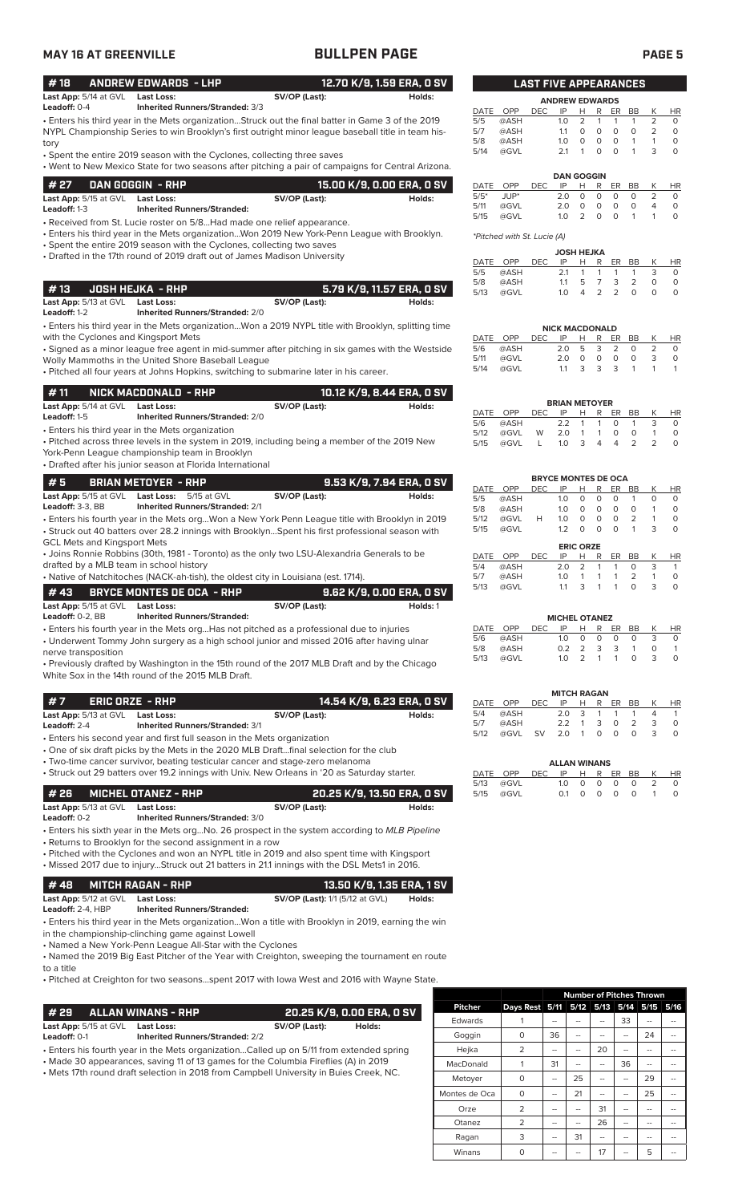# BULLPEN PAGE

## #18 ANDREW EDWARDS - LHP — 12.70 K/9, 1.59 ERA, 0 SV

**Last App:** 5/14 at GVL **Last Loss:** **SV/OP (Last):** **Holds:**
**Leadoff:** 0-4 **Inherited Runners/Stranded:** 3/3

- Enters his third year in the Mets organization...Struck out the final batter in Game 3 of the 2019 NYPL Championship Series to win Brooklyn's first outright minor league baseball title in team history
- Spent the entire 2019 season with the Cyclones, collecting three saves
- Went to New Mexico State for two seasons after pitching a pair of campaigns for Central Arizona.

## #27 DAN GOGGIN - RHP — 15.00 K/9, 0.00 ERA, 0 SV

**Last App:** 5/15 at GVL **Last Loss:** **SV/OP (Last):** **Holds:**
**Leadoff:** 1-3 **Inherited Runners/Stranded:**

- Received from St. Lucie roster on 5/8...Had made one relief appearance.
- Enters his third year in the Mets organization...Won 2019 New York-Penn League with Brooklyn.
- Spent the entire 2019 season with the Cyclones, collecting two saves
- Drafted in the 17th round of 2019 draft out of James Madison University

## #13 JOSH HEJKA - RHP — 5.79 K/9, 11.57 ERA, 0 SV

**Last App:** 5/13 at GVL **Last Loss:** **SV/OP (Last):** **Holds:**
**Leadoff:** 1-2 **Inherited Runners/Stranded:** 2/0

- Enters his third year in the Mets organization...Won a 2019 NYPL title with Brooklyn, splitting time with the Cyclones and Kingsport Mets
- Signed as a minor league free agent in mid-summer after pitching in six games with the Westside Wolly Mammoths in the United Shore Baseball League
- Pitched all four years at Johns Hopkins, switching to submarine later in his career.

## #11 NICK MACDONALD - RHP — 10.12 K/9, 8.44 ERA, 0 SV

**Last App:** 5/14 at GVL **Last Loss:** **SV/OP (Last):** **Holds:**
**Leadoff:** 1-5 **Inherited Runners/Stranded:** 2/0

- Enters his third year in the Mets organization
- Pitched across three levels in the system in 2019, including being a member of the 2019 New York-Penn League championship team in Brooklyn
- Drafted after his junior season at Florida International

## #5 BRIAN METOYER - RHP — 9.53 K/9, 7.94 ERA, 0 SV

**Last App:** 5/15 at GVL **Last Loss:** 5/15 at GVL **SV/OP (Last):** **Holds:**
**Leadoff:** 3-3, BB **Inherited Runners/Stranded:** 2/1

- Enters his fourth year in the Mets org...Won a New York Penn League title with Brooklyn in 2019
- Struck out 40 batters over 28.2 innings with Brooklyn...Spent his first professional season with GCL Mets and Kingsport Mets
- Joins Ronnie Robbins (30th, 1981 - Toronto) as the only two LSU-Alexandria Generals to be drafted by a MLB team in school history
- Native of Natchitoches (NACK-ah-tish), the oldest city in Louisiana (est. 1714).

## #43 BRYCE MONTES DE OCA - RHP — 9.62 K/9, 0.00 ERA, 0 SV

**Last App:** 5/15 at GVL **Last Loss:** **SV/OP (Last):** **Holds:** 1
**Leadoff:** 0-2, BB **Inherited Runners/Stranded:**

- Enters his fourth year in the Mets org...Has not pitched as a professional due to injuries
- Underwent Tommy John surgery as a high school junior and missed 2016 after having ulnar nerve transposition
- Previously drafted by Washington in the 15th round of the 2017 MLB Draft and by the Chicago White Sox in the 14th round of the 2015 MLB Draft.

## #7 ERIC ORZE - RHP — 14.54 K/9, 6.23 ERA, 0 SV

**Last App:** 5/13 at GVL **Last Loss:** **SV/OP (Last):** **Holds:**
**Leadoff:** 2-4 **Inherited Runners/Stranded:** 3/1

- Enters his second year and first full season in the Mets organization
- One of six draft picks by the Mets in the 2020 MLB Draft...final selection for the club
- Two-time cancer survivor, beating testicular cancer and stage-zero melanoma
- Struck out 29 batters over 19.2 innings with Univ. New Orleans in '20 as Saturday starter.

## #26 MICHEL OTANEZ - RHP — 20.25 K/9, 13.50 ERA, 0 SV

**Last App:** 5/13 at GVL **Last Loss:** **SV/OP (Last):** **Holds:**
**Leadoff:** 0-2 **Inherited Runners/Stranded:** 3/0

- Enters his sixth year in the Mets org...No. 26 prospect in the system according to *MLB Pipeline*
- Returns to Brooklyn for the second assignment in a row
- Pitched with the Cyclones and won an NYPL title in 2019 and also spent time with Kingsport
- Missed 2017 due to injury...Struck out 21 batters in 21.1 innings with the DSL Mets1 in 2016.

## #48 MITCH RAGAN - RHP — 13.50 K/9, 1.35 ERA, 1 SV

**Last App:** 5/12 at GVL **Last Loss:** **SV/OP (Last):** 1/1 (5/12 at GVL) **Holds:**
**Leadoff:** 2-4, HBP **Inherited Runners/Stranded:**

- Enters his third year in the Mets organization...Won a title with Brooklyn in 2019, earning the win in the championship-clinching game against Lowell
- Named a New York-Penn League All-Star with the Cyclones
- Named the 2019 Big East Pitcher of the Year with Creighton, sweeping the tournament en route to a title
- Pitched at Creighton for two seasons...spent 2017 with Iowa West and 2016 with Wayne State.

## #29 ALLAN WINANS - RHP — 20.25 K/9, 0.00 ERA, 0 SV

**Last App:** 5/15 at GVL **Last Loss:** **SV/OP (Last):** **Holds:**
**Leadoff:** 0-1 **Inherited Runners/Stranded:** 2/2

- Enters his fourth year in the Mets organization...Called up on 5/11 from extended spring
- Made 30 appearances, saving 11 of 13 games for the Columbia Fireflies (A) in 2019
- Mets 17th round draft selection in 2018 from Campbell University in Buies Creek, NC.

## LAST FIVE APPEARANCES

**ANDREW EDWARDS**

| DATE | OPP | DEC | IP | H | R | ER | BB | K | HR |
|---|---|---|---|---|---|---|---|---|---|
| 5/5 | @ASH | | 1.0 | 2 | 1 | 1 | 1 | 2 | 0 |
| 5/7 | @ASH | | 1.1 | 0 | 0 | 0 | 0 | 2 | 0 |
| 5/8 | @ASH | | 1.0 | 0 | 0 | 0 | 1 | 1 | 0 |
| 5/14 | @GVL | | 2.1 | 1 | 0 | 0 | 1 | 3 | 0 |

**DAN GOGGIN**

| DATE | OPP | DEC | IP | H | R | ER | BB | K | HR |
|---|---|---|---|---|---|---|---|---|---|
| 5/5* | JUP* | | 2.0 | 0 | 0 | 0 | 0 | 2 | 0 |
| 5/11 | @GVL | | 2.0 | 0 | 0 | 0 | 0 | 4 | 0 |
| 5/15 | @GVL | | 1.0 | 2 | 0 | 0 | 1 | 1 | 0 |

*Pitched with St. Lucie (A)*

**JOSH HEJKA**

| DATE | OPP | DEC | IP | H | R | ER | BB | K | HR |
|---|---|---|---|---|---|---|---|---|---|
| 5/5 | @ASH | | 2.1 | 1 | 1 | 1 | 1 | 3 | 0 |
| 5/8 | @ASH | | 1.1 | 5 | 7 | 3 | 2 | 0 | 0 |
| 5/13 | @GVL | | 1.0 | 4 | 2 | 2 | 0 | 0 | 0 |

**NICK MACDONALD**

| DATE | OPP | DEC | IP | H | R | ER | BB | K | HR |
|---|---|---|---|---|---|---|---|---|---|
| 5/6 | @ASH | | 2.0 | 5 | 3 | 2 | 0 | 2 | 0 |
| 5/11 | @GVL | | 2.0 | 0 | 0 | 0 | 0 | 3 | 0 |
| 5/14 | @GVL | | 1.1 | 3 | 3 | 3 | 1 | 1 | 1 |

**BRIAN METOYER**

| DATE | OPP | DEC | IP | H | R | ER | BB | K | HR |
|---|---|---|---|---|---|---|---|---|---|
| 5/6 | @ASH | | 2.2 | 1 | 1 | 0 | 1 | 3 | 0 |
| 5/12 | @GVL | W | 2.0 | 1 | 1 | 0 | 0 | 1 | 0 |
| 5/15 | @GVL | L | 1.0 | 3 | 4 | 4 | 2 | 2 | 0 |

**BRYCE MONTES DE OCA**

| DATE | OPP | DEC | IP | H | R | ER | BB | K | HR |
|---|---|---|---|---|---|---|---|---|---|
| 5/5 | @ASH | | 1.0 | 0 | 0 | 0 | 1 | 0 | 0 |
| 5/8 | @ASH | | 1.0 | 0 | 0 | 0 | 0 | 1 | 0 |
| 5/12 | @GVL | H | 1.0 | 0 | 0 | 0 | 2 | 1 | 0 |
| 5/15 | @GVL | | 1.2 | 0 | 0 | 0 | 1 | 3 | 0 |

**ERIC ORZE**

| DATE | OPP | DEC | IP | H | R | ER | BB | K | HR |
|---|---|---|---|---|---|---|---|---|---|
| 5/4 | @ASH | | 2.0 | 2 | 1 | 1 | 0 | 3 | 1 |
| 5/7 | @ASH | | 1.0 | 1 | 1 | 1 | 2 | 1 | 0 |
| 5/13 | @GVL | | 1.1 | 3 | 1 | 1 | 0 | 3 | 0 |

**MICHEL OTANEZ**

| DATE | OPP | DEC | IP | H | R | ER | BB | K | HR |
|---|---|---|---|---|---|---|---|---|---|
| 5/6 | @ASH | | 1.0 | 0 | 0 | 0 | 0 | 3 | 0 |
| 5/8 | @ASH | | 0.2 | 2 | 3 | 3 | 1 | 0 | 1 |
| 5/13 | @GVL | | 1.0 | 2 | 1 | 1 | 0 | 3 | 0 |

**MITCH RAGAN**

| DATE | OPP | DEC | IP | H | R | ER | BB | K | HR |
|---|---|---|---|---|---|---|---|---|---|
| 5/4 | @ASH | | 2.0 | 3 | 1 | 1 | 1 | 4 | 1 |
| 5/7 | @ASH | | 2.2 | 1 | 3 | 0 | 2 | 3 | 0 |
| 5/12 | @GVL | SV | 2.0 | 1 | 0 | 0 | 0 | 3 | 0 |

**ALLAN WINANS**

| DATE | OPP | DEC | IP | H | R | ER | BB | K | HR |
|---|---|---|---|---|---|---|---|---|---|
| 5/13 | @GVL | | 1.0 | 0 | 0 | 0 | 0 | 2 | 0 |
| 5/15 | @GVL | | 0.1 | 0 | 0 | 0 | 0 | 1 | 0 |

## Number of Pitches Thrown

| Pitcher | Days Rest | 5/11 | 5/12 | 5/13 | 5/14 | 5/15 | 5/16 |
|---|---|---|---|---|---|---|---|
| Edwards | 1 | -- | -- | -- | 33 | -- | -- |
| Goggin | 0 | 36 | -- | -- | -- | 24 | -- |
| Hejka | 2 | -- | -- | 20 | -- | -- | -- |
| MacDonald | 1 | 31 | -- | -- | 36 | -- | -- |
| Metoyer | 0 | -- | 25 | -- | -- | 29 | -- |
| Montes de Oca | 0 | -- | 21 | -- | -- | 25 | -- |
| Orze | 2 | -- | -- | 31 | -- | -- | -- |
| Otanez | 2 | -- | -- | 26 | -- | -- | -- |
| Ragan | 3 | -- | 31 | -- | -- | -- | -- |
| Winans | 0 | -- | -- | 17 | -- | 5 | -- |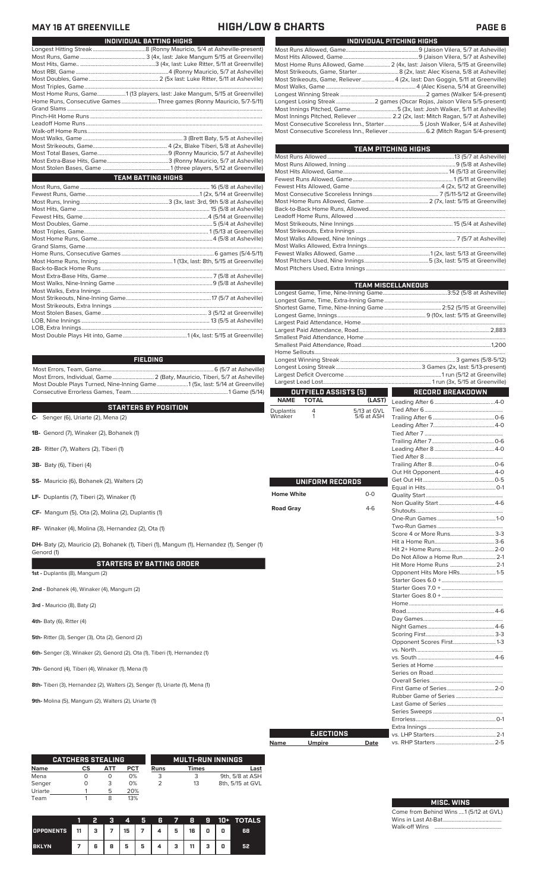# MAY 16 AT GREENVILLE — HIGH/LOW & CHARTS

## INDIVIDUAL BATTING HIGHS

| | |
|---|---|
| Longest Hitting Streak | 8 (Ronny Mauricio, 5/4 at Asheville-present) |
| Most Runs, Game | 3 (4x, last: Jake Mangum 5/15 at Greenville) |
| Most Hits, Game | 3 (4x, last: Luke Ritter, 5/11 at Greenville) |
| Most RBI, Game | 4 (Ronny Mauricio, 5/7 at Asheville) |
| Most Doubles, Game | 2 (5x last: Luke Ritter, 5/11 at Greenville) |
| Most Triples, Game | |
| Most Home Runs, Game | 1 (13 players, last: Jake Mangum, 5/15 at Greenville) |
| Home Runs, Consecutive Games | Three games (Ronny Mauricio, 5/7-5/11) |
| Grand Slams | |
| Pinch-Hit Home Runs | |
| Leadoff Home Runs | |
| Walk-off Home Runs | |
| Most Walks, Game | 3 (Brett Baty, 5/5 at Asheville) |
| Most Strikeouts, Game | 4 (2x, Blake Tiberi, 5/8 at Asheville) |
| Most Total Bases, Game | 9 (Ronny Mauricio, 5/7 at Asheville) |
| Most Extra-Base Hits, Game | 3 (Ronny Mauricio, 5/7 at Asheville) |
| Most Stolen Bases, Game | 1 (three players, 5/12 at Greenville) |

## TEAM BATTING HIGHS

| | |
|---|---|
| Most Runs, Game | 16 (5/8 at Asheville) |
| Fewest Runs, Game | 1 (2x, 5/14 at Greenville) |
| Most Runs, Inning | 3 (3x, last: 3rd, 9th 5/8 at Asheville) |
| Most Hits, Game | 15 (5/8 at Asheville) |
| Fewest Hits, Game | 4 (5/14 at Greenville) |
| Most Doubles, Game | 5 (5/4 at Asheville) |
| Most Triples, Game | 1 (5/13 at Greenville) |
| Most Home Runs, Game | 4 (5/8 at Asheville) |
| Grand Slams, Game | |
| Home Runs, Consecutive Games | 6 games (5/4-5/11) |
| Most Home Runs, Inning | 1 (13x, last: 8th, 5/15 at Greenville) |
| Back-to-Back Home Runs | |
| Most Extra-Base Hits, Game | 7 (5/8 at Asheville) |
| Most Walks, Nine-Inning Game | 9 (5/8 at Asheville) |
| Most Walks, Extra Innings | |
| Most Strikeouts, Nine-Inning Game | 17 (5/7 at Asheville) |
| Most Strikeouts, Extra Innings | |
| Most Stolen Bases, Game | 3 (5/12 at Greenville) |
| LOB, Nine Innings | 13 (5/5 at Asheville) |
| LOB, Extra Innings | |
| Most Double Plays Hit into, Game | 1 (4x, last: 5/15 at Greenville) |

## FIELDING

| | |
|---|---|
| Most Errors, Team, Game | 6 (5/7 at Asheville) |
| Most Errors, Individual, Game | 2 (Baty, Mauricio, Tiberi, 5/7 at Asheville) |
| Most Double Plays Turned, Nine-Inning Game | 1 (5x, last: 5/14 at Greenville) |
| Consecutive Errorless Games, Team | 1 Game (5/14) |

## STARTERS BY POSITION

**C-** Senger (6), Uriarte (2), Mena (2)

**1B-** Genord (7), Winaker (2), Bohanek (1)

**2B-** Ritter (7), Walters (2), Tiberi (1)

**3B-** Baty (6), Tiberi (4)

**SS-** Mauricio (6), Bohanek (2), Walters (2)

**LF-** Duplantis (7), Tiberi (2), Winaker (1)

**CF-** Mangum (5), Ota (2), Molina (2), Duplantis (1)

**RF-** Winaker (4), Molina (3), Hernandez (2), Ota (1)

**DH-** Baty (2), Mauricio (2), Bohanek (1), Tiberi (1), Mangum (1), Hernandez (1), Senger (1) Genord (1)

## STARTERS BY BATTING ORDER

**1st -** Duplantis (8), Mangum (2)

**2nd -** Bohanek (4), Winaker (4), Mangum (2)

**3rd -** Mauricio (8), Baty (2)

**4th-** Baty (6), Ritter (4)

**5th-** Ritter (3), Senger (3), Ota (2), Genord (2)

**6th-** Senger (3), Winaker (2), Genord (2), Ota (1), Tiberi (1), Hernandez (1)

**7th-** Genord (4), Tiberi (4), Winaker (1), Mena (1)

**8th-** Tiberi (3), Hernandez (2), Walters (2), Senger (1), Uriarte (1), Mena (1)

**9th-** Molina (5), Mangum (2), Walters (2), Uriarte (1)

## INDIVIDUAL PITCHING HIGHS

| | |
|---|---|
| Most Runs Allowed, Game | 9 (Jaison Vilera, 5/7 at Asheville) |
| Most Hits Allowed, Game | 9 (Jaison Vilera, 5/7 at Asheville) |
| Most Home Runs Allowed, Game | 2 (4x, last: Jaison Vilera, 5/15 at Greenville) |
| Most Strikeouts, Game, Starter | 8 (2x, last: Alec Kisena, 5/8 at Asheville) |
| Most Strikeouts, Game, Reliever | 4 (2x, last: Dan Goggin, 5/11 at Greenville) |
| Most Walks, Game | 4 (Alec Kisena, 5/14 at Greenville) |
| Longest Winning Streak | 2 games (Walker 5/4-present) |
| Longest Losing Streak | 2 games (Oscar Rojas, Jaison Vilera 5/5-present) |
| Most Innings Pitched, Game | 5 (3x, last: Josh Walker, 5/11 at Greenville) |
| Most Innings Pitched, Reliever | 2.2 (2x, last: Mitch Ragan, 5/7 at Asheville) |
| Most Consecutive Scoreless Inn., Starter | 5 (Josh Walker, 5/4 at Asheville) |
| Most Consecutive Scoreless Inn., Reliever | 6.2 (Mitch Ragan 5/4-present) |

## TEAM PITCHING HIGHS

| | |
|---|---|
| Most Runs Allowed | 13 (5/7 at Asheville) |
| Most Runs Allowed, Inning | 9 (5/8 at Asheville) |
| Most Hits Allowed, Game | 14 (5/13 at Greenville) |
| Fewest Runs Allowed, Game | 1 (5/11 at Greenville) |
| Fewest Hits Allowed, Game | 4 (2x, 5/12 at Greenville) |
| Most Consecutive Scoreless Innings | 7 (5/11-5/12 at Greenville) |
| Most Home Runs Allowed, Game | 2 (7x, last: 5/15 at Greenville) |
| Back-to-Back Home Runs, Allowed | |
| Leadoff Home Runs, Allowed | |
| Most Strikeouts, Nine Innings | 15 (5/4 at Asheville) |
| Most Strikeouts, Extra Innings | |
| Most Walks Allowed, Nine Innings | 7 (5/7 at Asheville) |
| Most Walks Allowed, Extra Innings | |
| Fewest Walks Allowed, Game | 1 (2x, last: 5/13 at Greenville) |
| Most Pitchers Used, Nine Innings | 5 (3x, last: 5/15 at Greenville) |
| Most Pitchers Used, Extra Innings | |

## TEAM MISCELLANEOUS

| | |
|---|---|
| Longest Game, Time, Nine-Inning Game | 3:52 (5/8 at Asheville) |
| Longest Game, Time, Extra-Inning Game | |
| Shortest Game, Time, Nine-Inning Game | 2:52 (5/15 at Greenville) |
| Longest Game, Innings | 9 (10x, last: 5/15 at Greenville) |
| Largest Paid Attendance, Home | |
| Largest Paid Attendance, Road | 2,883 |
| Smallest Paid Attendance, Home | |
| Smallest Paid Attendance, Road | 1,200 |
| Home Sellouts | |
| Longest Winning Streak | 3 games (5/8-5/12) |
| Longest Losing Streak | 3 Games (2x, last: 5/13-present) |
| Largest Deficit Overcome | 1 run (5/12 at Greenville) |
| Largest Lead Lost | 1 run (3x, 5/15 at Greenville) |

## OUTFIELD ASSISTS (5)

| NAME | TOTAL | (LAST) |
|---|---|---|
| Duplantis | 4 | 5/13 at GVL |
| Winaker | 1 | 5/6 at ASH |

## UNIFORM RECORDS

| | |
|---|---|
| Home White | 0-0 |
| Road Gray | 4-6 |

## EJECTIONS

| Name | Umpire | Date |
|---|---|---|

## RECORD BREAKDOWN

| | |
|---|---|
| Leading After 6 | 4-0 |
| Tied After 6 | |
| Trailing After 6 | 0-6 |
| Leading After 7 | 4-0 |
| Tied After 7 | |
| Trailing After 7 | 0-6 |
| Leading After 8 | 4-0 |
| Tied After 8 | |
| Trailing After 8 | 0-6 |
| Out Hit Opponent | 4-0 |
| Get Out Hit | 0-5 |
| Equal in Hits | 0-1 |
| Quality Start | |
| Non Quality Start | 4-6 |
| Shutouts | |
| One-Run Games | 1-0 |
| Two-Run Games | |
| Score 4 or More Runs | 3-3 |
| Hit a Home Run | 3-6 |
| Hit 2+ Home Runs | 2-0 |
| Do Not Allow a Home Run | 2-1 |
| Hit More Home Runs | 2-1 |
| Opponent Hits More HRs | 1-5 |
| Starter Goes 6.0 + | |
| Starter Goes 7.0 + | |
| Starter Goes 8.0 + | |
| Home | |
| Road | 4-6 |
| Day Games | |
| Night Games | 4-6 |
| Scoring First | 3-3 |
| Opponent Scores First | 1-3 |
| vs. North | |
| vs. South | 4-6 |
| Series at Home | |
| Series on Road | |
| Overall Series | |
| First Game of Series | 2-0 |
| Rubber Game of Series | |
| Last Game of Series | |
| Series Sweeps | |
| Errorless | 0-1 |
| Extra Innings | |
| vs. LHP Starters | 2-1 |
| vs. RHP Starters | 2-5 |

## CATCHERS STEALING

| Name | CS | ATT | PCT |
|---|---|---|---|
| Mena | 0 | 0 | 0% |
| Senger | 0 | 3 | 0% |
| Uriarte | 1 | 5 | 20% |
| Team | 1 | 8 | 13% |

## MULTI-RUN INNINGS

| Runs | Times | Last |
|---|---|---|
| 3 | 3 | 9th, 5/8 at ASH |
| 2 | 13 | 8th, 5/15 at GVL |

| | 1 | 2 | 3 | 4 | 5 | 6 | 7 | 8 | 9 | 10+ | TOTALS |
|---|---|---|---|---|---|---|---|---|---|---|---|
| OPPONENTS | 11 | 3 | 7 | 15 | 7 | 4 | 5 | 16 | 0 | 0 | 68 |
| BKLYN | 7 | 6 | 8 | 5 | 5 | 4 | 3 | 11 | 3 | 0 | 52 |

## MISC. WINS

| | |
|---|---|
| Come from Behind Wins | 1 (5/12 at GVL) |
| Wins in Last At-Bat | |
| Walk-off Wins | |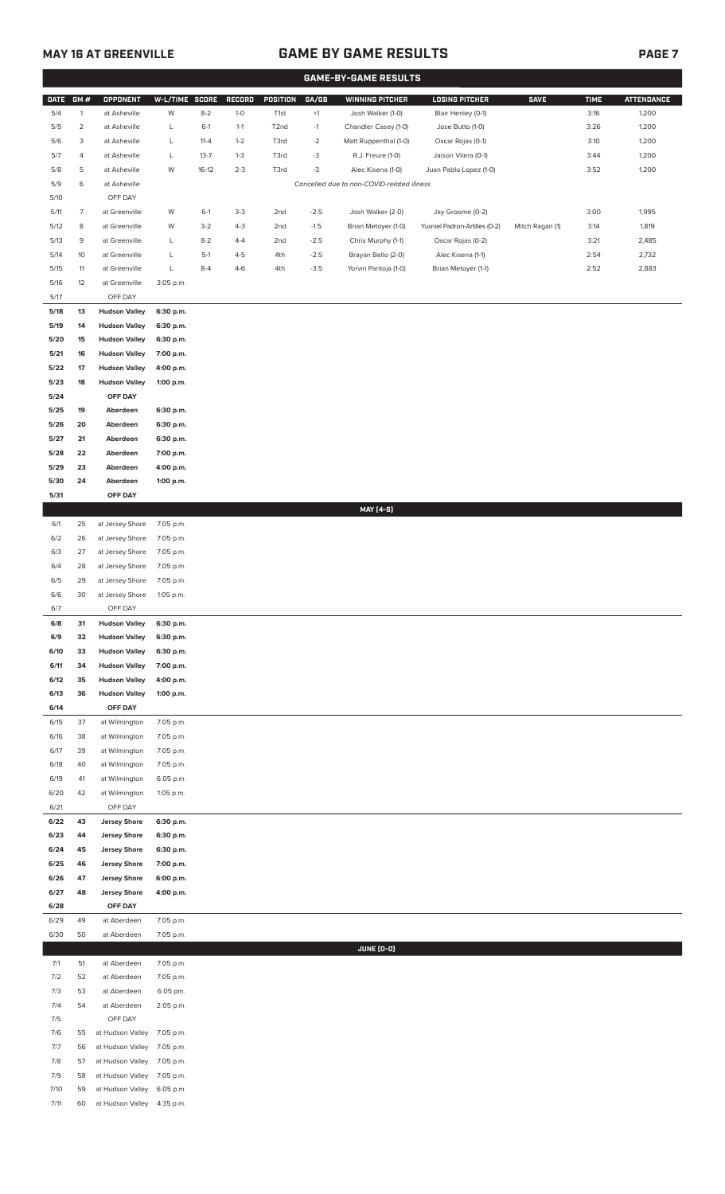## MAY 16 AT GREENVILLE

# GAME BY GAME RESULTS

### GAME-BY-GAME RESULTS

| DATE | GM # | OPPONENT | W-L/TIME | SCORE | RECORD | POSITION | GA/GB | WINNING PITCHER | LOSING PITCHER | SAVE | TIME | ATTENDANCE |
|---|---|---|---|---|---|---|---|---|---|---|---|---|
| 5/4 | 1 | at Asheville | W | 8-2 | 1-0 | T1st | +1 | Josh Walker (1-0) | Blair Henley (0-1) | | 3:16 | 1,200 |
| 5/5 | 2 | at Asheville | L | 6-1 | 1-1 | T2nd | -1 | Chandler Casey (1-0) | Jose Butto (1-0) | | 3:26 | 1,200 |
| 5/6 | 3 | at Asheville | L | 11-4 | 1-2 | T3rd | -2 | Matt Ruppenthal (1-0) | Oscar Rojas (0-1) | | 3:10 | 1,200 |
| 5/7 | 4 | at Asheville | L | 13-7 | 1-3 | T3rd | -3 | R.J. Freure (1-0) | Jaison Vilera (0-1) | | 3:44 | 1,200 |
| 5/8 | 5 | at Asheville | W | 16-12 | 2-3 | T3rd | -3 | Alec Kisena (1-0) | Juan Pablo Lopez (1-0) | | 3:52 | 1,200 |
| 5/9 | 6 | at Asheville | | | | | | *Cancelled due to non-COVID-related illness* | | | | |
| 5/10 | | OFF DAY | | | | | | | | | | |
| 5/11 | 7 | at Greenville | W | 6-1 | 3-3 | 2nd | -2.5 | Josh Walker (2-0) | Jay Groome (0-2) | | 3:00 | 1,995 |
| 5/12 | 8 | at Greenville | W | 3-2 | 4-3 | 2nd | -1.5 | Brian Metoyer (1-0) | Yusniel Padron-Artilles (0-2) | Mitch Ragan (1) | 3:14 | 1,819 |
| 5/13 | 9 | at Greenville | L | 8-2 | 4-4 | 2nd | -2.5 | Chris Murphy (1-1) | Oscar Rojas (0-2) | | 3:21 | 2,485 |
| 5/14 | 10 | at Greenville | L | 5-1 | 4-5 | 4th | -2.5 | Brayan Bello (2-0) | Alec Kisena (1-1) | | 2:54 | 2,732 |
| 5/15 | 11 | at Greenville | L | 8-4 | 4-6 | 4th | -3.5 | Yorvin Pantoja (1-0) | Brian Metoyer (1-1) | | 2:52 | 2,883 |
| 5/16 | 12 | at Greenville | 3:05 p.m. | | | | | | | | | |
| 5/17 | | OFF DAY | | | | | | | | | | |
| **5/18** | **13** | **Hudson Valley** | **6:30 p.m.** | | | | | | | | | |
| **5/19** | **14** | **Hudson Valley** | **6:30 p.m.** | | | | | | | | | |
| **5/20** | **15** | **Hudson Valley** | **6:30 p.m.** | | | | | | | | | |
| **5/21** | **16** | **Hudson Valley** | **7:00 p.m.** | | | | | | | | | |
| **5/22** | **17** | **Hudson Valley** | **4:00 p.m.** | | | | | | | | | |
| **5/23** | **18** | **Hudson Valley** | **1:00 p.m.** | | | | | | | | | |
| **5/24** | | **OFF DAY** | | | | | | | | | | |
| **5/25** | **19** | **Aberdeen** | **6:30 p.m.** | | | | | | | | | |
| **5/26** | **20** | **Aberdeen** | **6:30 p.m.** | | | | | | | | | |
| **5/27** | **21** | **Aberdeen** | **6:30 p.m.** | | | | | | | | | |
| **5/28** | **22** | **Aberdeen** | **7:00 p.m.** | | | | | | | | | |
| **5/29** | **23** | **Aberdeen** | **4:00 p.m.** | | | | | | | | | |
| **5/30** | **24** | **Aberdeen** | **1:00 p.m.** | | | | | | | | | |
| **5/31** | | **OFF DAY** | | | | | | | | | | |
| | | | | | | | | **MAY [4-6]** | | | | |
| 6/1 | 25 | at Jersey Shore | 7:05 p.m. | | | | | | | | | |
| 6/2 | 26 | at Jersey Shore | 7:05 p.m. | | | | | | | | | |
| 6/3 | 27 | at Jersey Shore | 7:05 p.m. | | | | | | | | | |
| 6/4 | 28 | at Jersey Shore | 7:05 p.m. | | | | | | | | | |
| 6/5 | 29 | at Jersey Shore | 7:05 p.m. | | | | | | | | | |
| 6/6 | 30 | at Jersey Shore | 1:05 p.m. | | | | | | | | | |
| 6/7 | | OFF DAY | | | | | | | | | | |
| **6/8** | **31** | **Hudson Valley** | **6:30 p.m.** | | | | | | | | | |
| **6/9** | **32** | **Hudson Valley** | **6:30 p.m.** | | | | | | | | | |
| **6/10** | **33** | **Hudson Valley** | **6:30 p.m.** | | | | | | | | | |
| **6/11** | **34** | **Hudson Valley** | **7:00 p.m.** | | | | | | | | | |
| **6/12** | **35** | **Hudson Valley** | **4:00 p.m.** | | | | | | | | | |
| **6/13** | **36** | **Hudson Valley** | **1:00 p.m.** | | | | | | | | | |
| **6/14** | | **OFF DAY** | | | | | | | | | | |
| 6/15 | 37 | at Wilmington | 7:05 p.m. | | | | | | | | | |
| 6/16 | 38 | at Wilmington | 7:05 p.m. | | | | | | | | | |
| 6/17 | 39 | at Wilmington | 7:05 p.m. | | | | | | | | | |
| 6/18 | 40 | at Wilmington | 7:05 p.m. | | | | | | | | | |
| 6/19 | 41 | at Wilmington | 6:05 p.m. | | | | | | | | | |
| 6/20 | 42 | at Wilmington | 1:05 p.m. | | | | | | | | | |
| 6/21 | | OFF DAY | | | | | | | | | | |
| **6/22** | **43** | **Jersey Shore** | **6:30 p.m.** | | | | | | | | | |
| **6/23** | **44** | **Jersey Shore** | **6:30 p.m.** | | | | | | | | | |
| **6/24** | **45** | **Jersey Shore** | **6:30 p.m.** | | | | | | | | | |
| **6/25** | **46** | **Jersey Shore** | **7:00 p.m.** | | | | | | | | | |
| **6/26** | **47** | **Jersey Shore** | **6:00 p.m.** | | | | | | | | | |
| **6/27** | **48** | **Jersey Shore** | **4:00 p.m.** | | | | | | | | | |
| **6/28** | | **OFF DAY** | | | | | | | | | | |
| 6/29 | 49 | at Aberdeen | 7:05 p.m. | | | | | | | | | |
| 6/30 | 50 | at Aberdeen | 7:05 p.m. | | | | | | | | | |
| | | | | | | | | **JUNE [0-0]** | | | | |
| 7/1 | 51 | at Aberdeen | 7:05 p.m. | | | | | | | | | |
| 7/2 | 52 | at Aberdeen | 7:05 p.m. | | | | | | | | | |
| 7/3 | 53 | at Aberdeen | 6:05 pm. | | | | | | | | | |
| 7/4 | 54 | at Aberdeen | 2:05 p.m. | | | | | | | | | |
| 7/5 | | OFF DAY | | | | | | | | | | |
| 7/6 | 55 | at Hudson Valley | 7:05 p.m. | | | | | | | | | |
| 7/7 | 56 | at Hudson Valley | 7:05 p.m. | | | | | | | | | |
| 7/8 | 57 | at Hudson Valley | 7:05 p.m. | | | | | | | | | |
| 7/9 | 58 | at Hudson Valley | 7:05 p.m. | | | | | | | | | |
| 7/10 | 59 | at Hudson Valley | 6:05 p.m. | | | | | | | | | |
| 7/11 | 60 | at Hudson Valley | 4:35 p.m. | | | | | | | | | |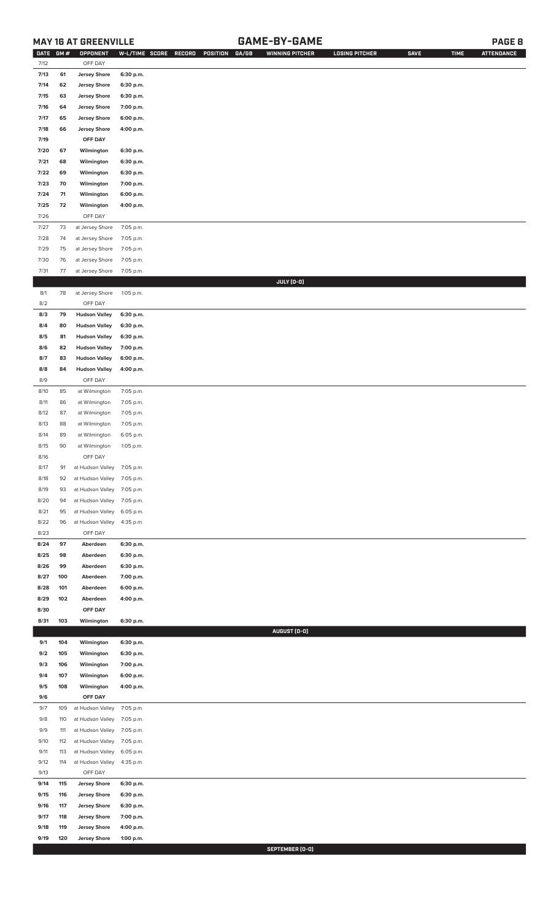## MAY 16 AT GREENVILLE — GAME-BY-GAME

| DATE | GM # | OPPONENT | W-L/TIME | SCORE | RECORD | POSITION | GA/GB | WINNING PITCHER | LOSING PITCHER | SAVE | TIME | ATTENDANCE |
|---|---|---|---|---|---|---|---|---|---|---|---|---|
| 7/12 | | OFF DAY | | | | | | | | | | |
| 7/13 | 61 | Jersey Shore | 6:30 p.m. | | | | | | | | | |
| 7/14 | 62 | Jersey Shore | 6:30 p.m. | | | | | | | | | |
| 7/15 | 63 | Jersey Shore | 6:30 p.m. | | | | | | | | | |
| 7/16 | 64 | Jersey Shore | 7:00 p.m. | | | | | | | | | |
| 7/17 | 65 | Jersey Shore | 6:00 p.m. | | | | | | | | | |
| 7/18 | 66 | Jersey Shore | 4:00 p.m. | | | | | | | | | |
| 7/19 | | OFF DAY | | | | | | | | | | |
| 7/20 | 67 | Wilmington | 6:30 p.m. | | | | | | | | | |
| 7/21 | 68 | Wilmington | 6:30 p.m. | | | | | | | | | |
| 7/22 | 69 | Wilmington | 6:30 p.m. | | | | | | | | | |
| 7/23 | 70 | Wilmington | 7:00 p.m. | | | | | | | | | |
| 7/24 | 71 | Wilmington | 6:00 p.m. | | | | | | | | | |
| 7/25 | 72 | Wilmington | 4:00 p.m. | | | | | | | | | |
| 7/26 | | OFF DAY | | | | | | | | | | |
| 7/27 | 73 | at Jersey Shore | 7:05 p.m. | | | | | | | | | |
| 7/28 | 74 | at Jersey Shore | 7:05 p.m. | | | | | | | | | |
| 7/29 | 75 | at Jersey Shore | 7:05 p.m. | | | | | | | | | |
| 7/30 | 76 | at Jersey Shore | 7:05 p.m. | | | | | | | | | |
| 7/31 | 77 | at Jersey Shore | 7:05 p.m. | | | | | | | | | |
| | | | | | | | | JULY (0-0) | | | | |
| 8/1 | 78 | at Jersey Shore | 1:05 p.m. | | | | | | | | | |
| 8/2 | | OFF DAY | | | | | | | | | | |
| 8/3 | 79 | Hudson Valley | 6:30 p.m. | | | | | | | | | |
| 8/4 | 80 | Hudson Valley | 6:30 p.m. | | | | | | | | | |
| 8/5 | 81 | Hudson Valley | 6:30 p.m. | | | | | | | | | |
| 8/6 | 82 | Hudson Valley | 7:00 p.m. | | | | | | | | | |
| 8/7 | 83 | Hudson Valley | 6:00 p.m. | | | | | | | | | |
| 8/8 | 84 | Hudson Valley | 4:00 p.m. | | | | | | | | | |
| 8/9 | | OFF DAY | | | | | | | | | | |
| 8/10 | 85 | at Wilmington | 7:05 p.m. | | | | | | | | | |
| 8/11 | 86 | at Wilmington | 7:05 p.m. | | | | | | | | | |
| 8/12 | 87 | at Wilmington | 7:05 p.m. | | | | | | | | | |
| 8/13 | 88 | at Wilmington | 7:05 p.m. | | | | | | | | | |
| 8/14 | 89 | at Wilmington | 6:05 p.m. | | | | | | | | | |
| 8/15 | 90 | at Wilmington | 1:05 p.m. | | | | | | | | | |
| 8/16 | | OFF DAY | | | | | | | | | | |
| 8/17 | 91 | at Hudson Valley | 7:05 p.m. | | | | | | | | | |
| 8/18 | 92 | at Hudson Valley | 7:05 p.m. | | | | | | | | | |
| 8/19 | 93 | at Hudson Valley | 7:05 p.m. | | | | | | | | | |
| 8/20 | 94 | at Hudson Valley | 7:05 p.m. | | | | | | | | | |
| 8/21 | 95 | at Hudson Valley | 6:05 p.m. | | | | | | | | | |
| 8/22 | 96 | at Hudson Valley | 4:35 p.m. | | | | | | | | | |
| 8/23 | | OFF DAY | | | | | | | | | | |
| 8/24 | 97 | Aberdeen | 6:30 p.m. | | | | | | | | | |
| 8/25 | 98 | Aberdeen | 6:30 p.m. | | | | | | | | | |
| 8/26 | 99 | Aberdeen | 6:30 p.m. | | | | | | | | | |
| 8/27 | 100 | Aberdeen | 7:00 p.m. | | | | | | | | | |
| 8/28 | 101 | Aberdeen | 6:00 p.m. | | | | | | | | | |
| 8/29 | 102 | Aberdeen | 4:00 p.m. | | | | | | | | | |
| 8/30 | | OFF DAY | | | | | | | | | | |
| 8/31 | 103 | Wilmington | 6:30 p.m. | | | | | | | | | |
| | | | | | | | | AUGUST (0-0) | | | | |
| 9/1 | 104 | Wilmington | 6:30 p.m. | | | | | | | | | |
| 9/2 | 105 | Wilmington | 6:30 p.m. | | | | | | | | | |
| 9/3 | 106 | Wilmington | 7:00 p.m. | | | | | | | | | |
| 9/4 | 107 | Wilmington | 6:00 p.m. | | | | | | | | | |
| 9/5 | 108 | Wilmington | 4:00 p.m. | | | | | | | | | |
| 9/6 | | OFF DAY | | | | | | | | | | |
| 9/7 | 109 | at Hudson Valley | 7:05 p.m. | | | | | | | | | |
| 9/8 | 110 | at Hudson Valley | 7:05 p.m. | | | | | | | | | |
| 9/9 | 111 | at Hudson Valley | 7:05 p.m. | | | | | | | | | |
| 9/10 | 112 | at Hudson Valley | 7:05 p.m. | | | | | | | | | |
| 9/11 | 113 | at Hudson Valley | 6:05 p.m. | | | | | | | | | |
| 9/12 | 114 | at Hudson Valley | 4:35 p.m. | | | | | | | | | |
| 9/13 | | OFF DAY | | | | | | | | | | |
| 9/14 | 115 | Jersey Shore | 6:30 p.m. | | | | | | | | | |
| 9/15 | 116 | Jersey Shore | 6:30 p.m. | | | | | | | | | |
| 9/16 | 117 | Jersey Shore | 6:30 p.m. | | | | | | | | | |
| 9/17 | 118 | Jersey Shore | 7:00 p.m. | | | | | | | | | |
| 9/18 | 119 | Jersey Shore | 4:00 p.m. | | | | | | | | | |
| 9/19 | 120 | Jersey Shore | 1:00 p.m. | | | | | | | | | |
| | | | | | | | | SEPTEMBER (0-0) | | | | |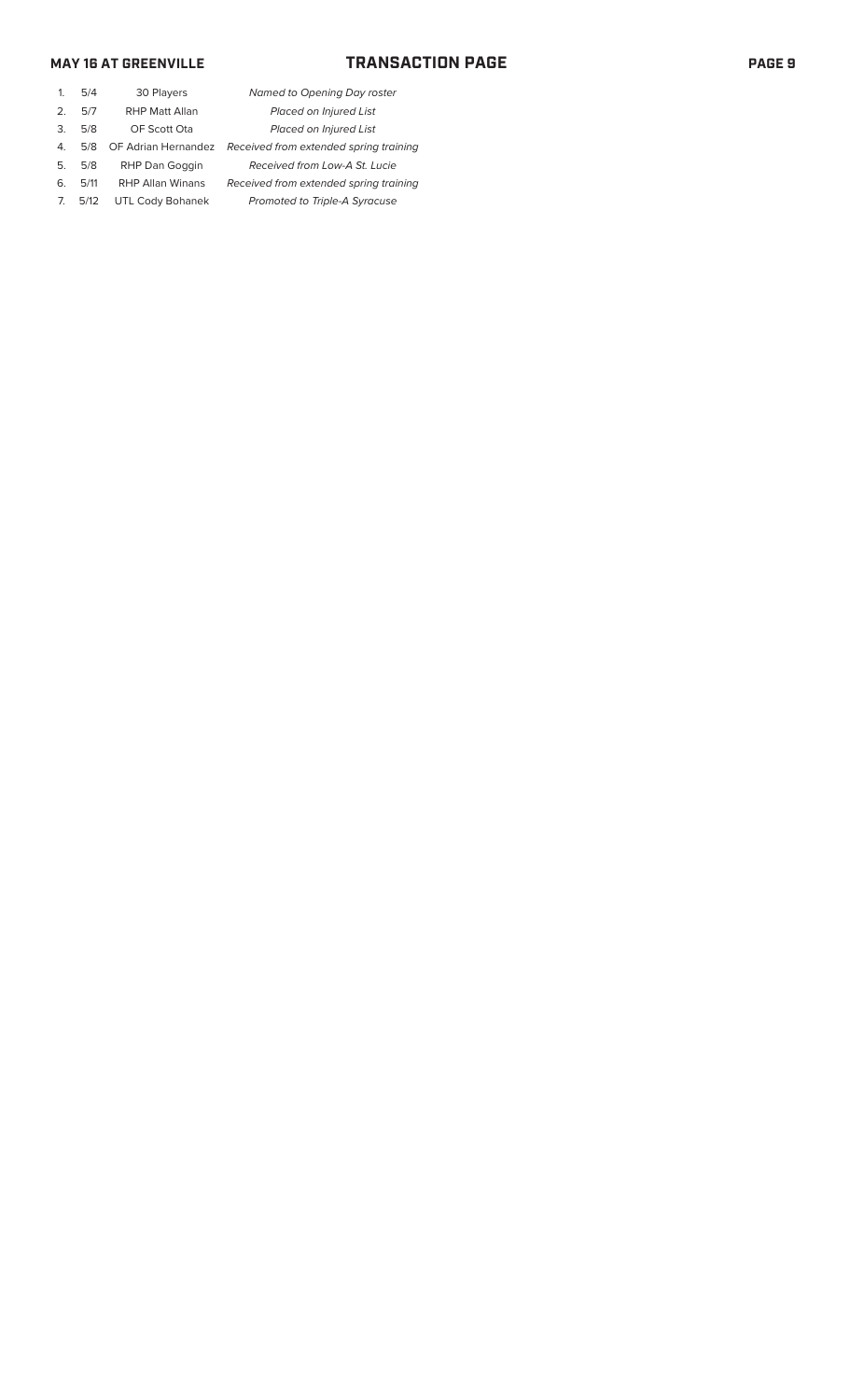## TRANSACTION PAGE

| | | | |
|---|---|---|---|
| 1. | 5/4 | 30 Players | *Named to Opening Day roster* |
| 2. | 5/7 | RHP Matt Allan | *Placed on Injured List* |
| 3. | 5/8 | OF Scott Ota | *Placed on Injured List* |
| 4. | 5/8 | OF Adrian Hernandez | *Received from extended spring training* |
| 5. | 5/8 | RHP Dan Goggin | *Received from Low-A St. Lucie* |
| 6. | 5/11 | RHP Allan Winans | *Received from extended spring training* |
| 7. | 5/12 | UTL Cody Bohanek | *Promoted to Triple-A Syracuse* |